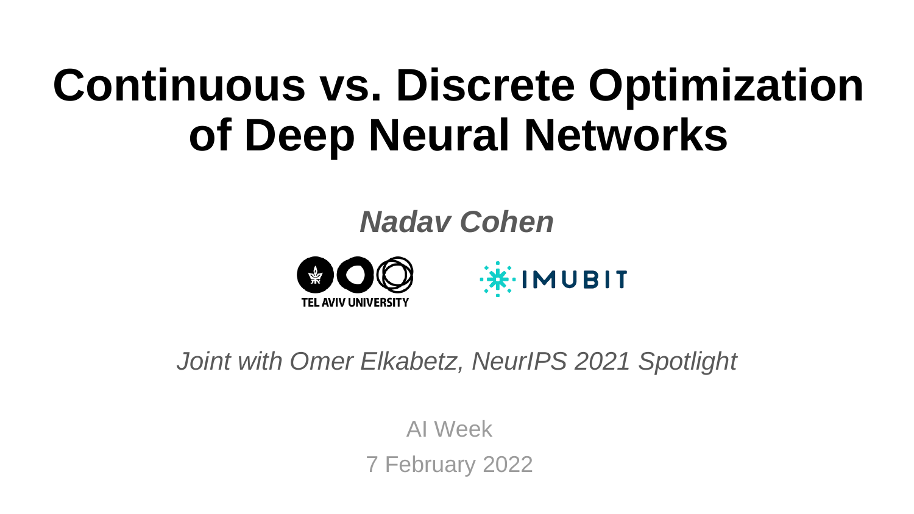# Continuous vs. Discrete Optimization of Deep Neural Networks

***Nadav Cohen***

TEL AVIV UNIVERSITY

IMUBIT

*Joint with Omer Elkabetz, NeurIPS 2021 Spotlight*

AI Week

7 February 2022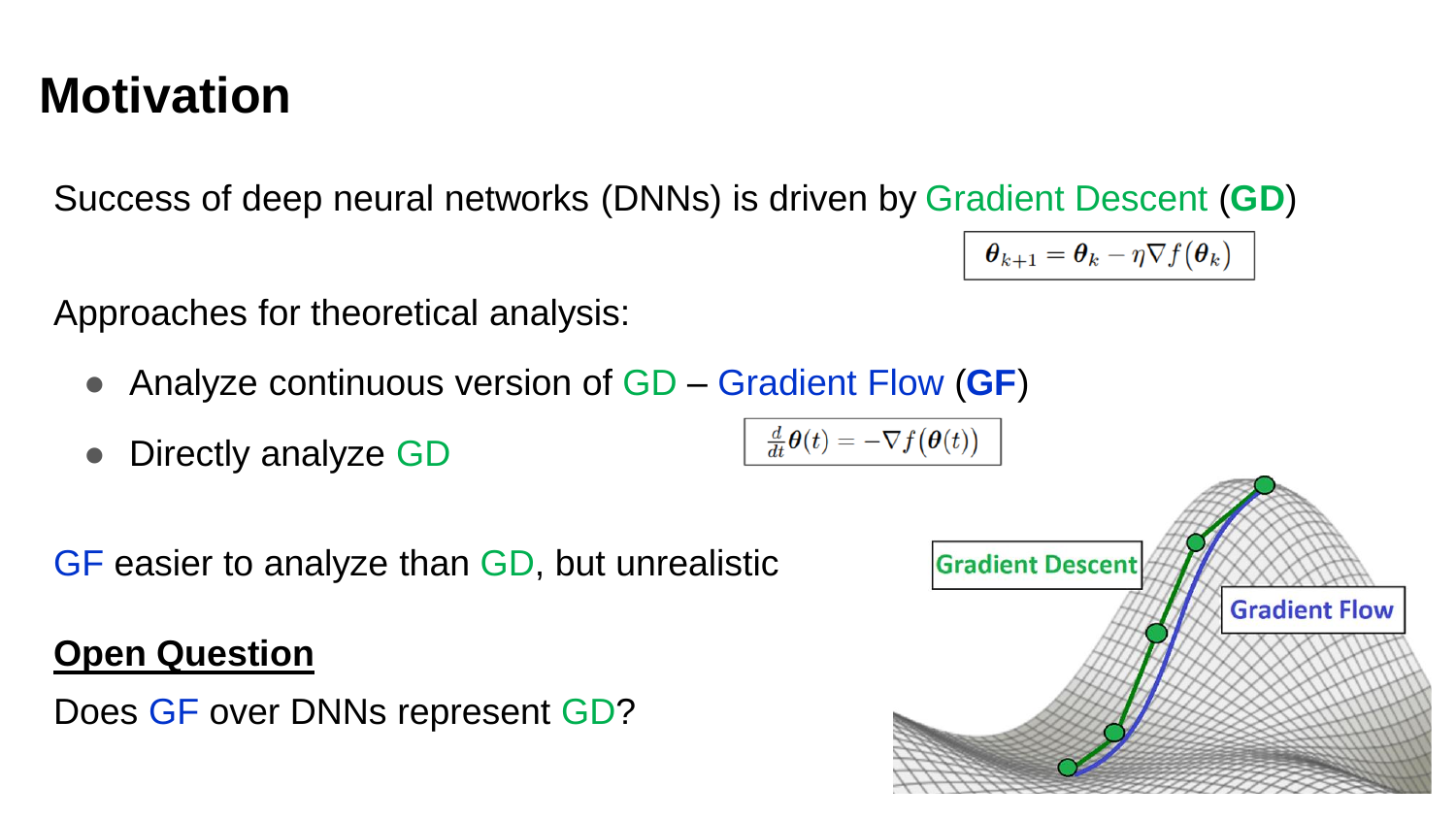# Motivation

Success of deep neural networks (DNNs) is driven by Gradient Descent (**GD**)

$$\boldsymbol{\theta}_{k+1} = \boldsymbol{\theta}_k - \eta \nabla f(\boldsymbol{\theta}_k)$$

Approaches for theoretical analysis:

- Analyze continuous version of GD – Gradient Flow (**GF**)
- Directly analyze GD

$$\frac{d}{dt}\boldsymbol{\theta}(t) = -\nabla f(\boldsymbol{\theta}(t))$$

GF easier to analyze than GD, but unrealistic

**<u>Open Question</u>**

Does GF over DNNs represent GD?

Gradient Descent

Gradient Flow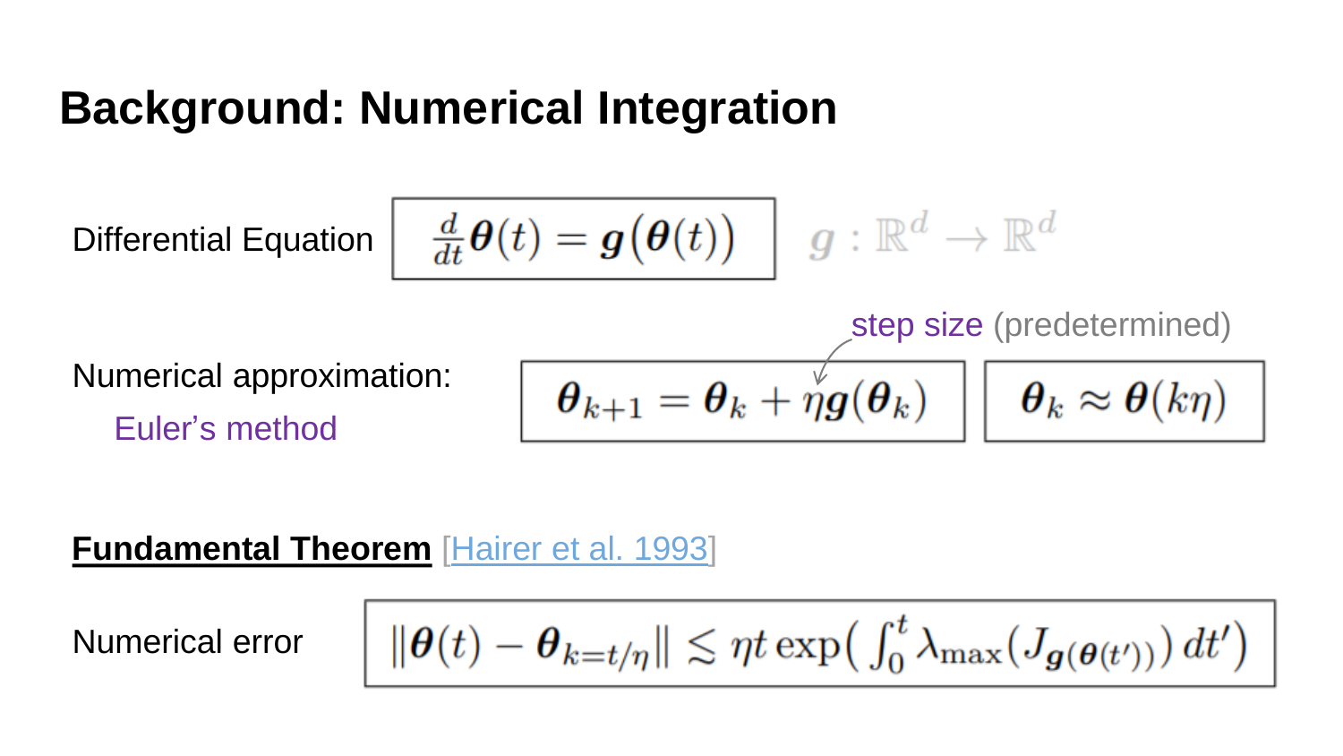# Background: Numerical Integration

Differential Equation

$$\frac{d}{dt}\boldsymbol{\theta}(t) = \boldsymbol{g}\big(\boldsymbol{\theta}(t)\big)$$

$g : \mathbb{R}^d \to \mathbb{R}^d$

Numerical approximation:

Euler's method

step size (predetermined)

$$\boldsymbol{\theta}_{k+1} = \boldsymbol{\theta}_k + \eta \boldsymbol{g}(\boldsymbol{\theta}_k)$$

$$\boldsymbol{\theta}_k \approx \boldsymbol{\theta}(k\eta)$$

**Fundamental Theorem** [Hairer et al. 1993]

Numerical error

$$\|\boldsymbol{\theta}(t) - \boldsymbol{\theta}_{k=t/\eta}\| \lesssim \eta t \exp\Big( \int_0^t \lambda_{\max}\big(J_{\boldsymbol{g}(\boldsymbol{\theta}(t'))}\big)\, dt' \Big)$$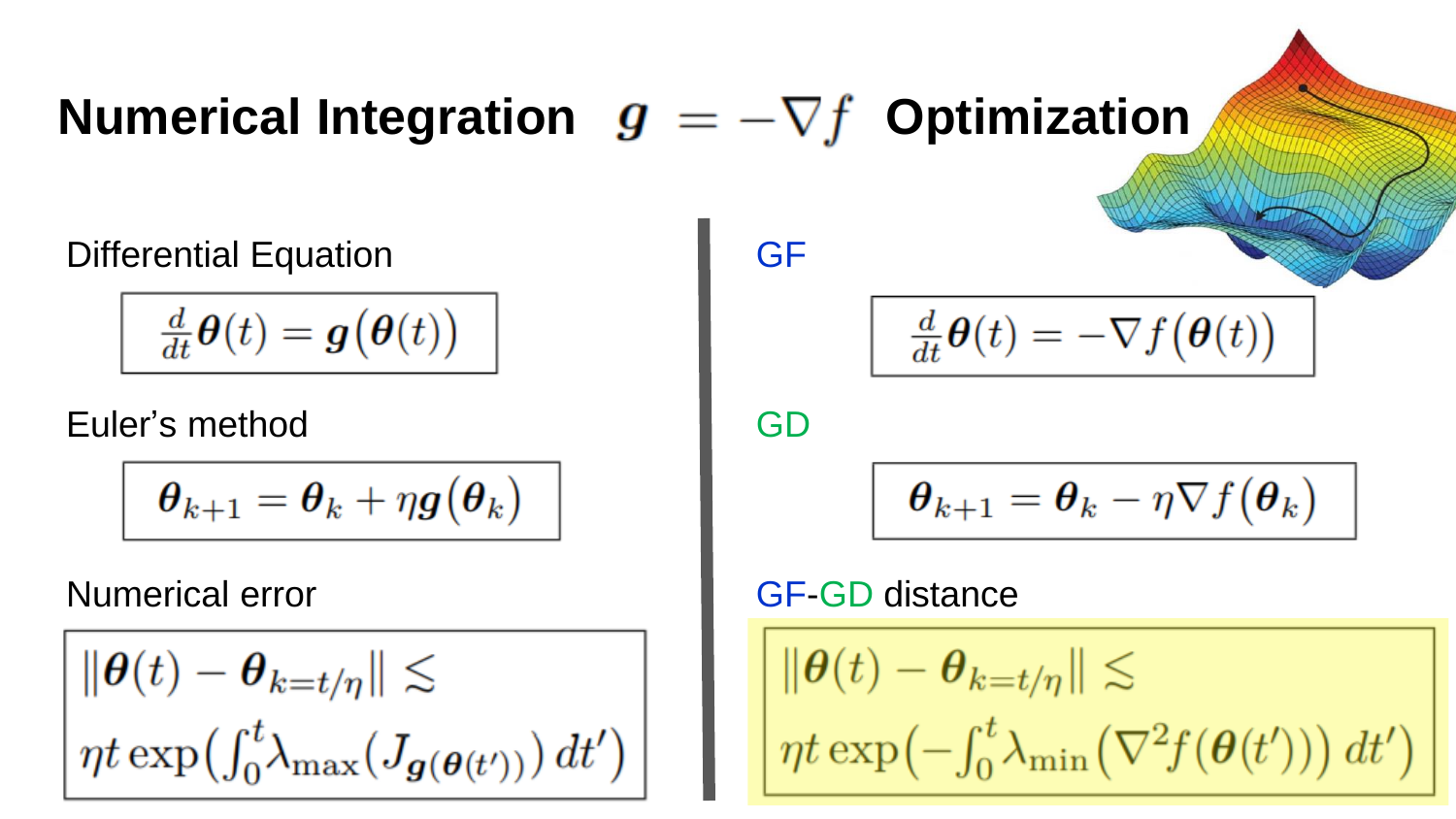# Numerical Integration $\boldsymbol{g} = -\nabla f$ Optimization

Differential Equation

$$\frac{d}{dt}\boldsymbol{\theta}(t) = \boldsymbol{g}\big(\boldsymbol{\theta}(t)\big)$$

Euler's method

$$\boldsymbol{\theta}_{k+1} = \boldsymbol{\theta}_k + \eta \boldsymbol{g}\big(\boldsymbol{\theta}_k\big)$$

Numerical error

$$\|\boldsymbol{\theta}(t) - \boldsymbol{\theta}_{k=t/\eta}\| \lesssim \eta t \exp\Big(\int_0^t \lambda_{\max}\big(\boldsymbol{J}_{\boldsymbol{g}(\boldsymbol{\theta}(t'))}\big)\, dt'\Big)$$

GF

$$\frac{d}{dt}\boldsymbol{\theta}(t) = -\nabla f\big(\boldsymbol{\theta}(t)\big)$$

GD

$$\boldsymbol{\theta}_{k+1} = \boldsymbol{\theta}_k - \eta \nabla f\big(\boldsymbol{\theta}_k\big)$$

GF-GD distance

$$\|\boldsymbol{\theta}(t) - \boldsymbol{\theta}_{k=t/\eta}\| \lesssim \eta t \exp\Big(-\int_0^t \lambda_{\min}\big(\nabla^2 f(\boldsymbol{\theta}(t'))\big)\, dt'\Big)$$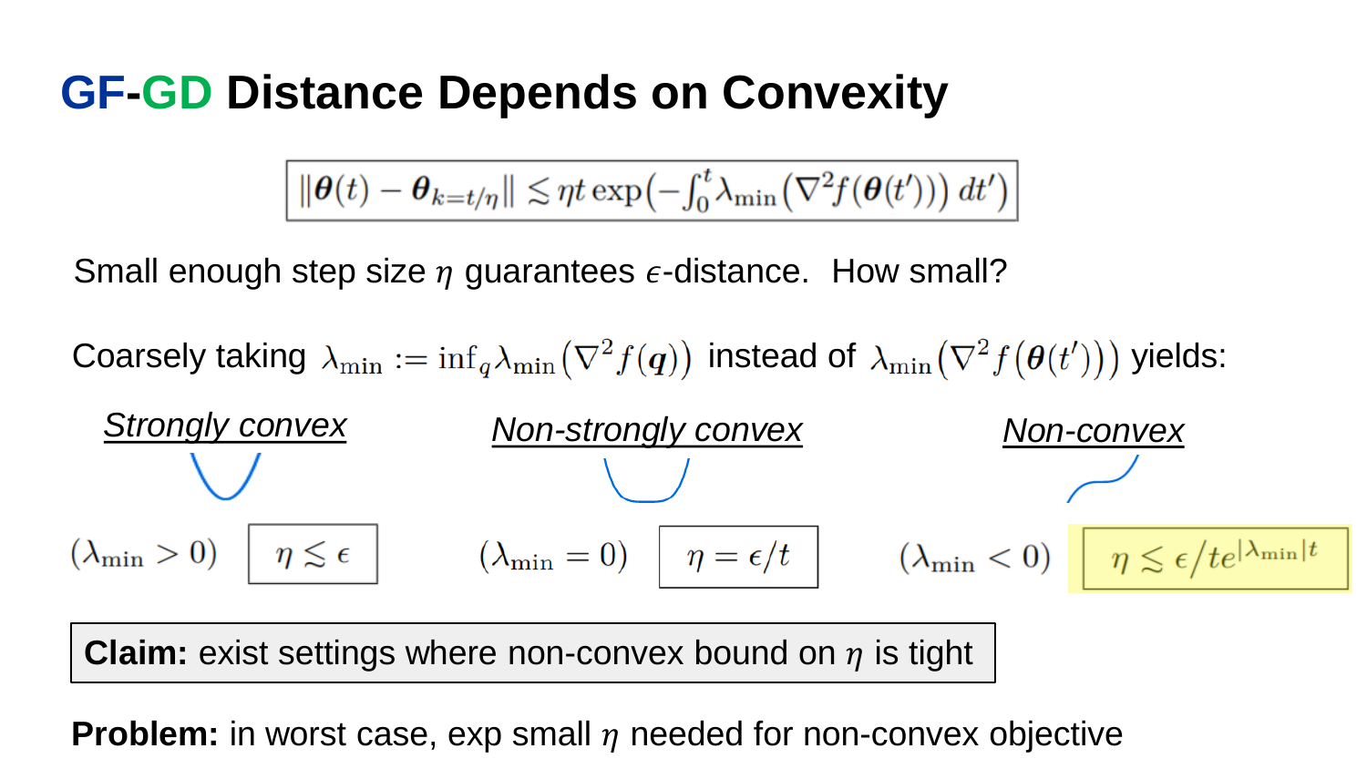# GF-GD Distance Depends on Convexity

$$\|\boldsymbol{\theta}(t) - \boldsymbol{\theta}_{k=t/\eta}\| \lesssim \eta t \exp\left(-\int_0^t \lambda_{\min}\left(\nabla^2 f(\boldsymbol{\theta}(t'))\right) dt'\right)$$

Small enough step size $\eta$ guarantees $\epsilon$-distance. How small?

Coarsely taking $\lambda_{\min} := \inf_q \lambda_{\min}\left(\nabla^2 f(\boldsymbol{q})\right)$ instead of $\lambda_{\min}\left(\nabla^2 f\left(\boldsymbol{\theta}(t')\right)\right)$ yields:

*Strongly convex*

$(\lambda_{\min} > 0)$ $\eta \lesssim \epsilon$

*Non-strongly convex*

$(\lambda_{\min} = 0)$ $\eta = \epsilon / t$

*Non-convex*

$(\lambda_{\min} < 0)$ $\eta \lesssim \epsilon / t e^{|\lambda_{\min}| t}$

**Claim:** exist settings where non-convex bound on $\eta$ is tight

**Problem:** in worst case, exp small $\eta$ needed for non-convex objective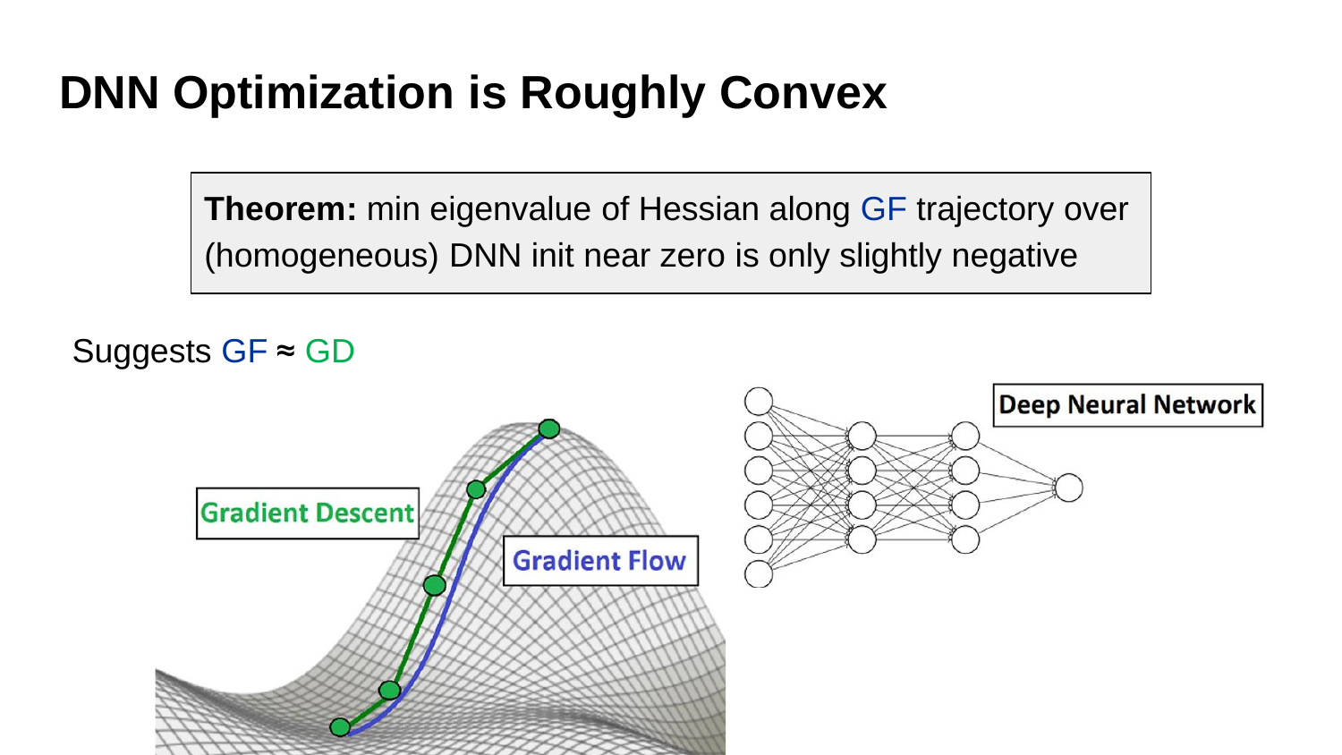# DNN Optimization is Roughly Convex

> **Theorem:** min eigenvalue of Hessian along GF trajectory over (homogeneous) DNN init near zero is only slightly negative

Suggests GF ≈ GD

Gradient Descent

Gradient Flow

Deep Neural Network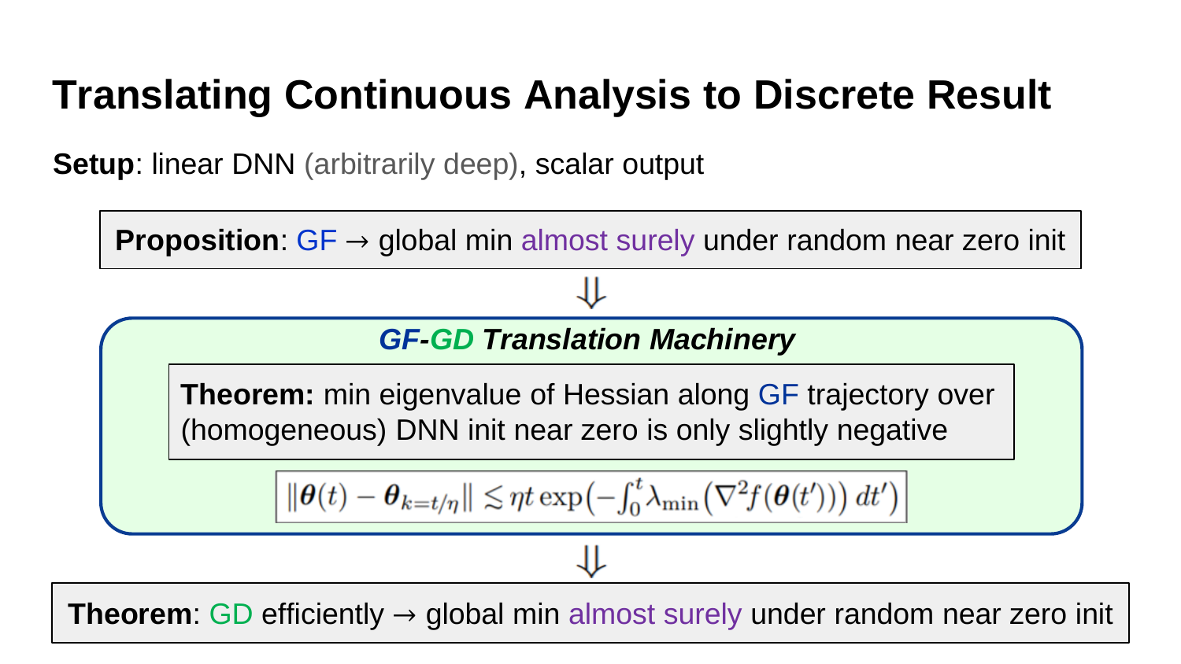# Translating Continuous Analysis to Discrete Result

**Setup**: linear DNN (arbitrarily deep), scalar output

**Proposition**: GF → global min almost surely under random near zero init

⇓

***GF-GD Translation Machinery***

**Theorem:** min eigenvalue of Hessian along GF trajectory over (homogeneous) DNN init near zero is only slightly negative

$$\|\boldsymbol{\theta}(t) - \boldsymbol{\theta}_{k=t/\eta}\| \lesssim \eta t \exp\left(-\int_0^t \lambda_{\min}\left(\nabla^2 f(\boldsymbol{\theta}(t'))\right) dt'\right)$$

⇓

**Theorem**: GD efficiently → global min almost surely under random near zero init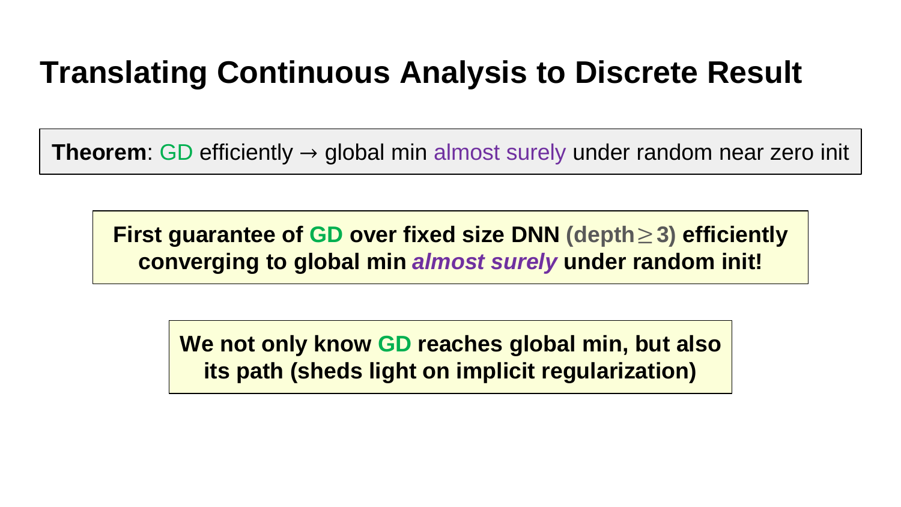# Translating Continuous Analysis to Discrete Result

**Theorem**: GD efficiently → global min almost surely under random near zero init

**First guarantee of GD over fixed size DNN (depth$\geq$3) efficiently converging to global min *almost surely* under random init!**

**We not only know GD reaches global min, but also its path (sheds light on implicit regularization)**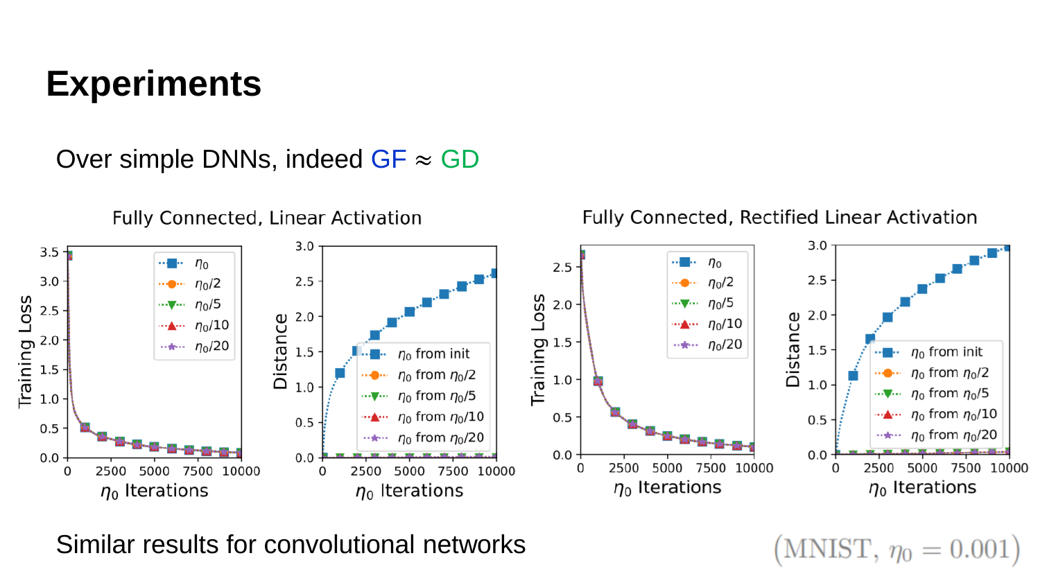# Experiments

Over simple DNNs, indeed GF ≈ GD

Fully Connected, Linear Activation

Fully Connected, Rectified Linear Activation

Similar results for convolutional networks

(MNIST, $\eta_0 = 0.001$)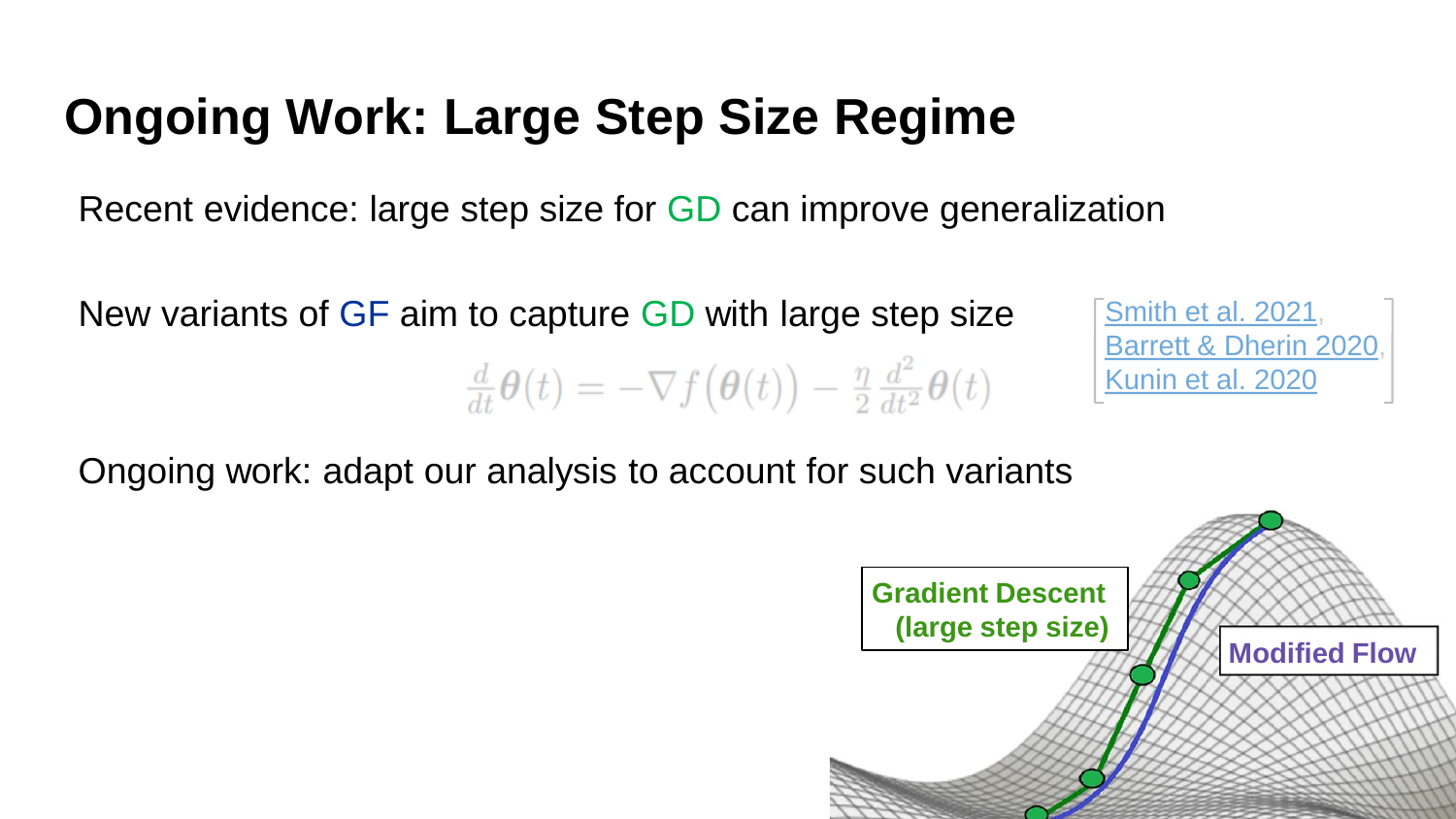# Ongoing Work: Large Step Size Regime

Recent evidence: large step size for GD can improve generalization

New variants of GF aim to capture GD with large step size

$$\frac{d}{dt}\theta(t) = -\nabla f\big(\theta(t)\big) - \frac{\eta}{2}\frac{d^2}{dt^2}\theta(t)$$

[Smith et al. 2021, Barrett & Dherin 2020, Kunin et al. 2020]

Ongoing work: adapt our analysis to account for such variants

Gradient Descent (large step size)

Modified Flow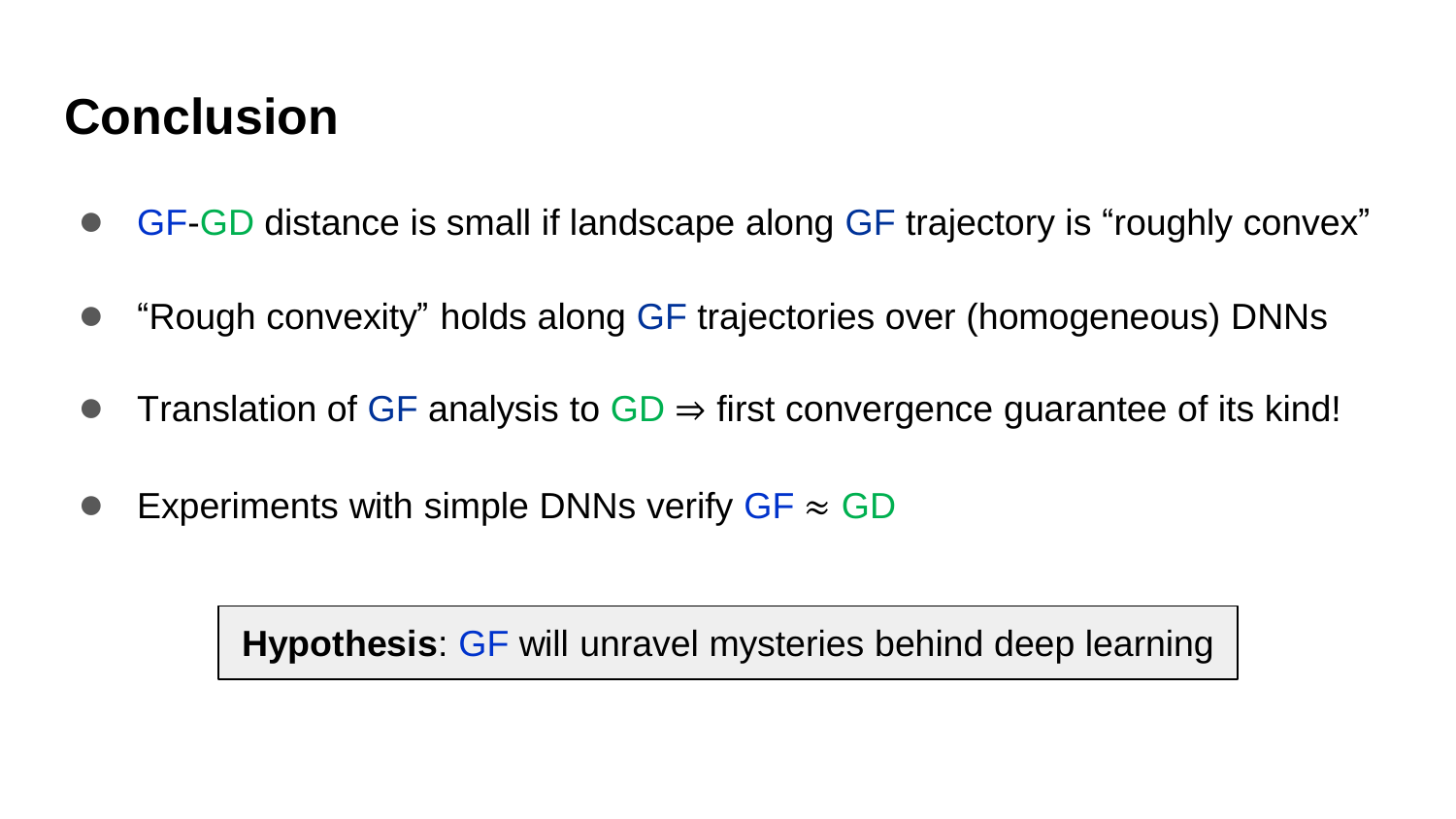# Conclusion

- GF-GD distance is small if landscape along GF trajectory is "roughly convex"
- "Rough convexity" holds along GF trajectories over (homogeneous) DNNs
- Translation of GF analysis to GD $\Rightarrow$ first convergence guarantee of its kind!
- Experiments with simple DNNs verify GF $\approx$ GD

**Hypothesis**: GF will unravel mysteries behind deep learning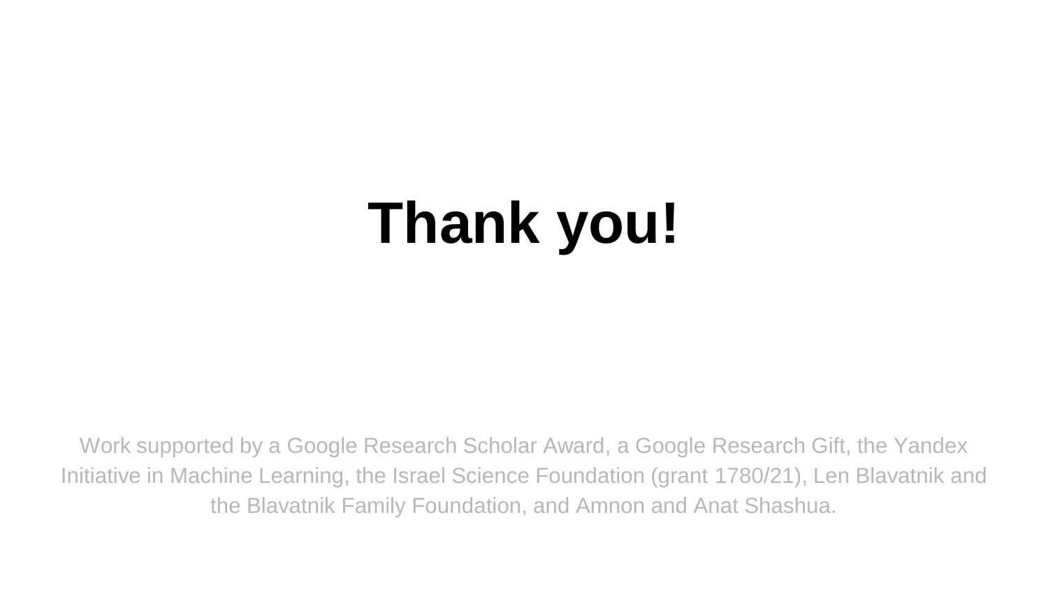# Thank you!

Work supported by a Google Research Scholar Award, a Google Research Gift, the Yandex Initiative in Machine Learning, the Israel Science Foundation (grant 1780/21), Len Blavatnik and the Blavatnik Family Foundation, and Amnon and Anat Shashua.